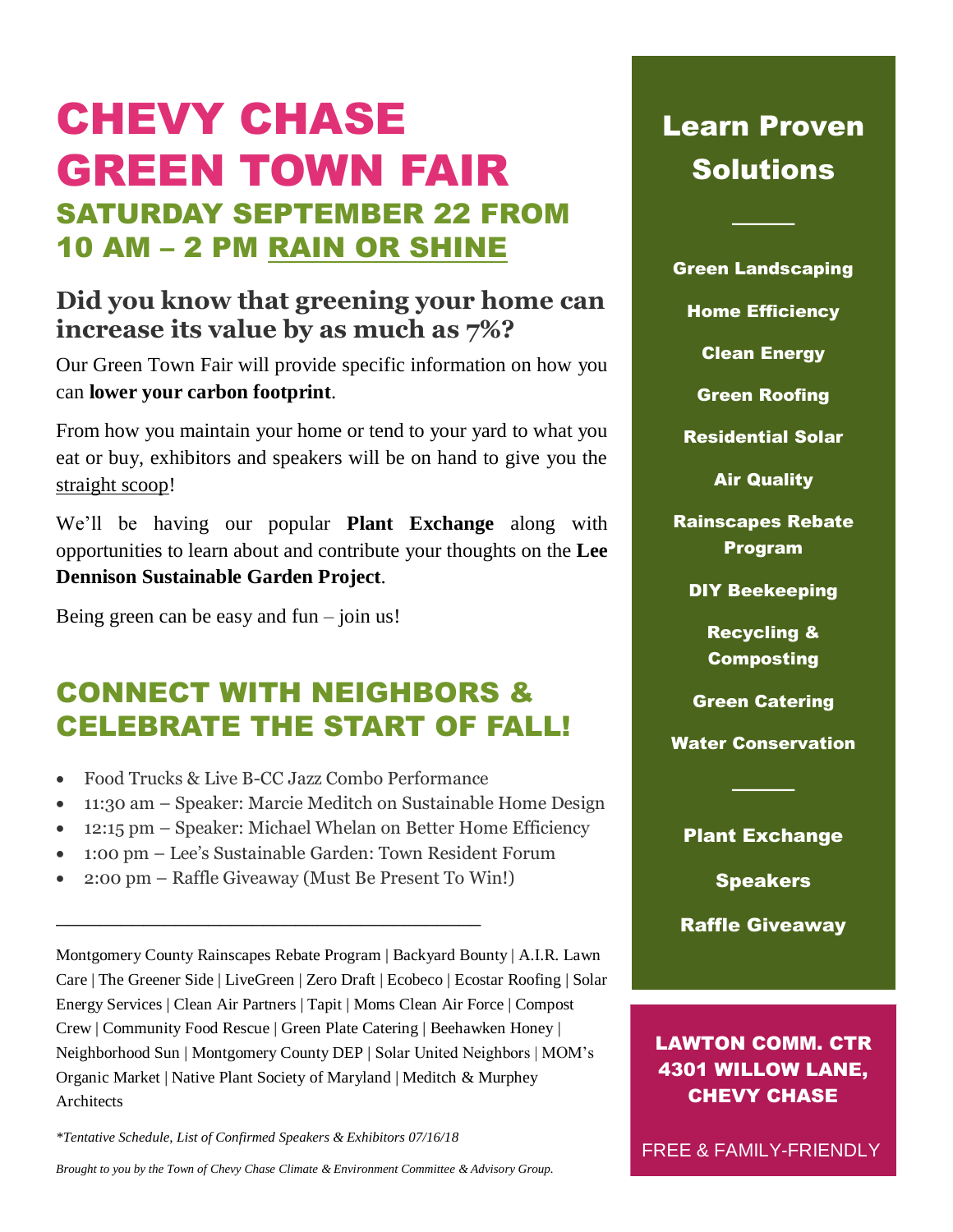# CHEVY CHASE GREEN TOWN FAIR

## SATURDAY SEPTEMBER 22 FROM 10 AM – 2 PM RAIN OR SHINE

### Did you know that greening your home can increase its value by as much as 7%?

Our Green Town Fair will provide specific information on how you can **lower your carbon footprint**.

From how you maintain your home or tend to your yard to what you eat or buy, exhibitors and speakers will be on hand to give you the straight scoop!

We'll be having our popular **Plant Exchange** along with opportunities to learn about and contribute your thoughts on the **Lee Dennison Sustainable Garden Project**.

Being green can be easy and fun – join us!

## CONNECT WITH NEIGHBORS & CELEBRATE THE START OF FALL!

- Food Trucks & Live B-CC Jazz Combo Performance
- 11:30 am – Speaker: Marcie Meditch on Sustainable Home Design
- 12:15 pm – Speaker: Michael Whelan on Better Home Efficiency
- 1:00 pm – Lee's Sustainable Garden: Town Resident Forum
- 2:00 pm – Raffle Giveaway (Must Be Present To Win!)

---

Montgomery County Rainscapes Rebate Program | Backyard Bounty | A.I.R. Lawn Care | The Greener Side | LiveGreen | Zero Draft | Ecobeco | Ecostar Roofing | Solar Energy Services | Clean Air Partners | Tapit | Moms Clean Air Force | Compost Crew | Community Food Rescue | Green Plate Catering | Beehawken Honey | Neighborhood Sun | Montgomery County DEP | Solar United Neighbors | MOM's Organic Market | Native Plant Society of Maryland | Meditch & Murphey Architects

*\*Tentative Schedule, List of Confirmed Speakers & Exhibitors 07/16/18*

*Brought to you by the Town of Chevy Chase Climate & Environment Committee & Advisory Group.*

## Learn Proven Solutions

**Green Landscaping**

**Home Efficiency**

**Clean Energy**

**Green Roofing**

**Residential Solar**

**Air Quality**

**Rainscapes Rebate Program**

**DIY Beekeeping**

**Recycling & Composting**

**Green Catering**

**Water Conservation**

---

**Plant Exchange**

**Speakers**

**Raffle Giveaway**

**LAWTON COMM. CTR**
**4301 WILLOW LANE, CHEVY CHASE**

FREE & FAMILY-FRIENDLY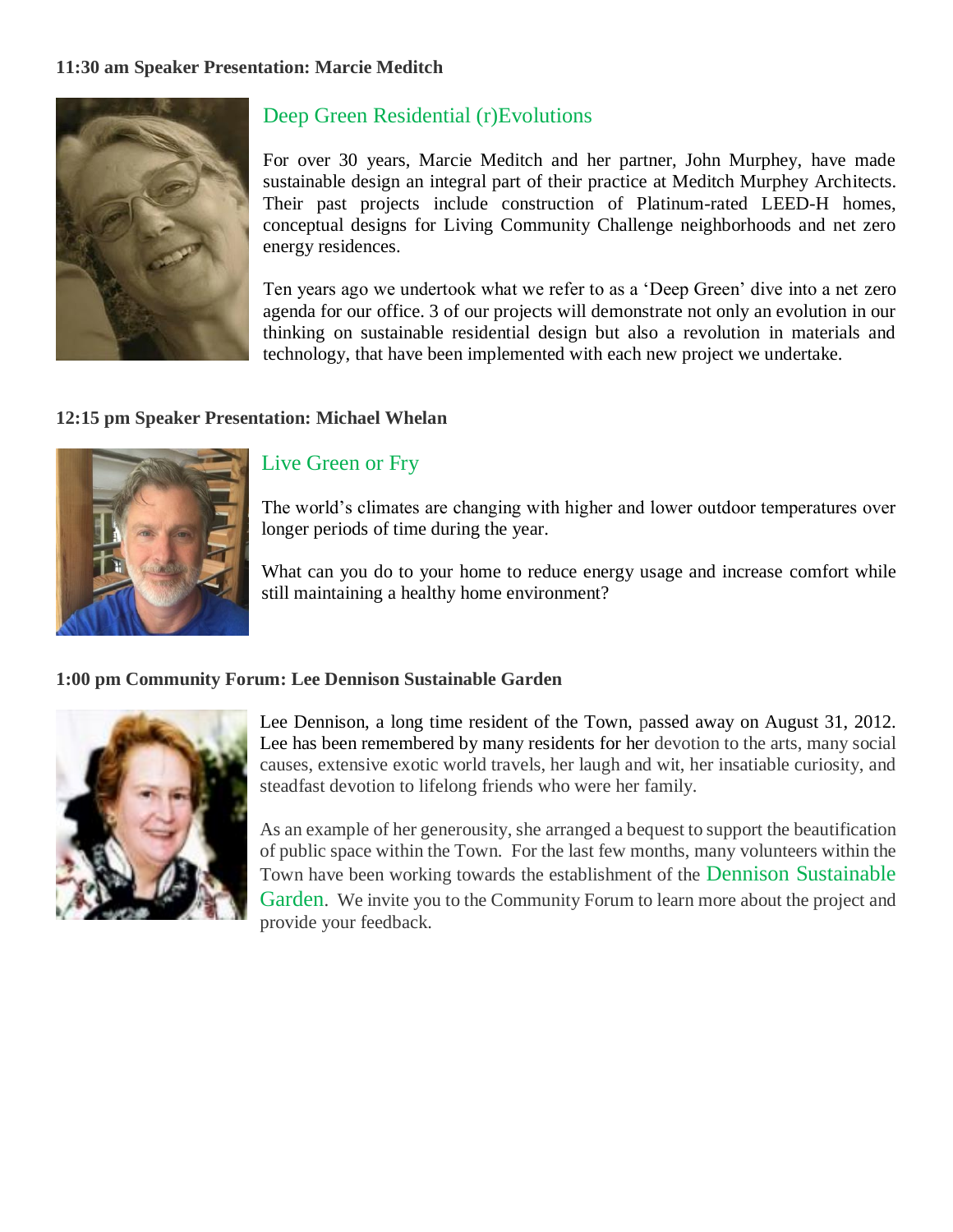**11:30 am Speaker Presentation: Marcie Meditch**

## Deep Green Residential (r)Evolutions

For over 30 years, Marcie Meditch and her partner, John Murphey, have made sustainable design an integral part of their practice at Meditch Murphey Architects. Their past projects include construction of Platinum-rated LEED-H homes, conceptual designs for Living Community Challenge neighborhoods and net zero energy residences.

Ten years ago we undertook what we refer to as a 'Deep Green' dive into a net zero agenda for our office. 3 of our projects will demonstrate not only an evolution in our thinking on sustainable residential design but also a revolution in materials and technology, that have been implemented with each new project we undertake.

**12:15 pm Speaker Presentation: Michael Whelan**

## Live Green or Fry

The world's climates are changing with higher and lower outdoor temperatures over longer periods of time during the year.

What can you do to your home to reduce energy usage and increase comfort while still maintaining a healthy home environment?

**1:00 pm Community Forum: Lee Dennison Sustainable Garden**

Lee Dennison, a long time resident of the Town, passed away on August 31, 2012. Lee has been remembered by many residents for her devotion to the arts, many social causes, extensive exotic world travels, her laugh and wit, her insatiable curiosity, and steadfast devotion to lifelong friends who were her family.

As an example of her generousity, she arranged a bequest to support the beautification of public space within the Town. For the last few months, many volunteers within the Town have been working towards the establishment of the Dennison Sustainable Garden. We invite you to the Community Forum to learn more about the project and provide your feedback.